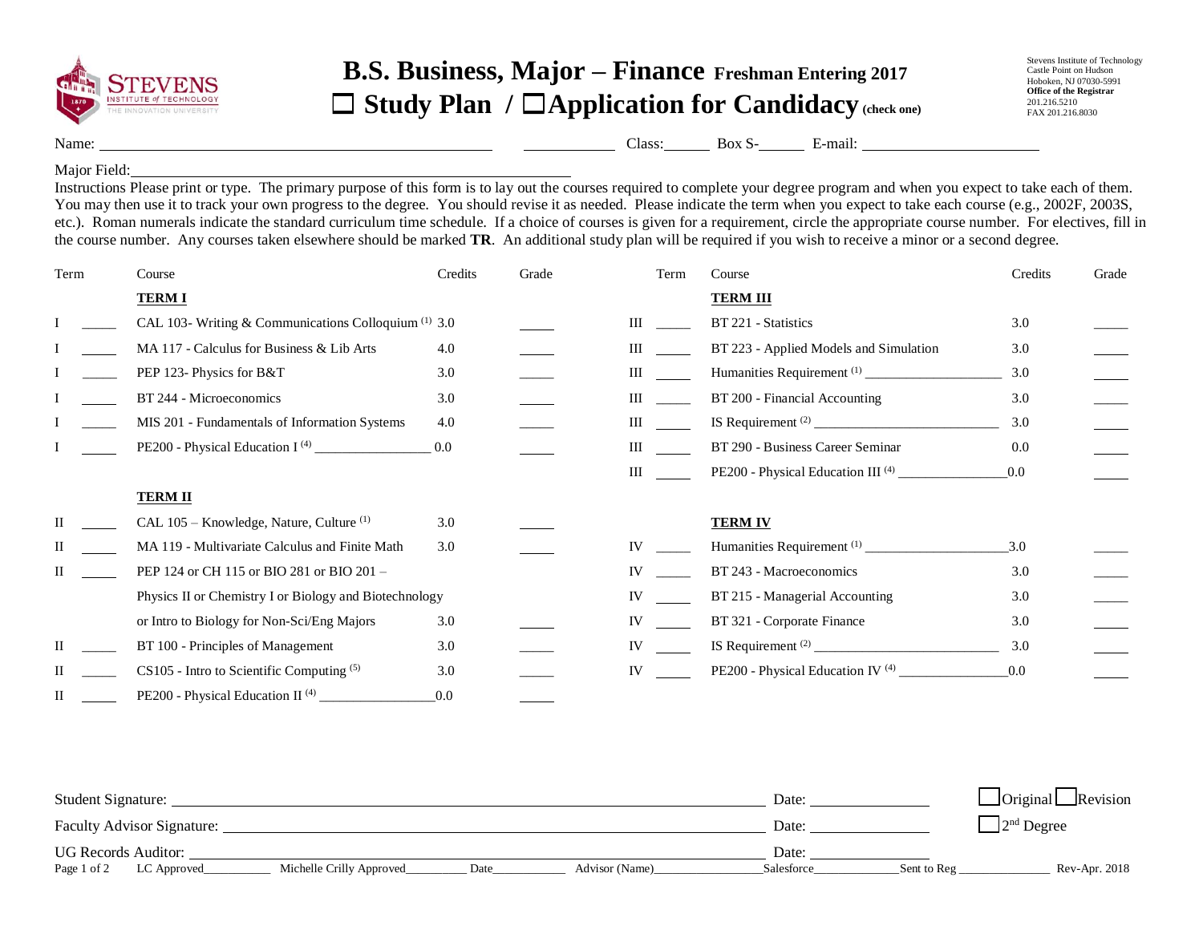# B.S. Business, Major – Finance Freshman Entering 2017

## ☐ Study Plan / ☐ Application for Candidacy (check one)

Stevens Institute of Technology
Castle Point on Hudson
Hoboken, NJ 07030-5991
**Office of the Registrar**
201.216.5210
FAX 201.216.8030

Name: ______________________ ____________ Class: ______ Box S-______ E-mail: ______________________

Major Field: ______________________________

Instructions Please print or type. The primary purpose of this form is to lay out the courses required to complete your degree program and when you expect to take each of them. You may then use it to track your own progress to the degree. You should revise it as needed. Please indicate the term when you expect to take each course (e.g., 2002F, 2003S, etc.). Roman numerals indicate the standard curriculum time schedule. If a choice of courses is given for a requirement, circle the appropriate course number. For electives, fill in the course number. Any courses taken elsewhere should be marked **TR**. An additional study plan will be required if you wish to receive a minor or a second degree.

| Term | | Course | Credits | Grade |
|---|---|---|---|---|
| | | **TERM I** | | |
| I | _____ | CAL 103- Writing & Communications Colloquium [1] | 3.0 | _____ |
| I | _____ | MA 117 - Calculus for Business & Lib Arts | 4.0 | _____ |
| I | _____ | PEP 123- Physics for B&T | 3.0 | _____ |
| I | _____ | BT 244 - Microeconomics | 3.0 | _____ |
| I | _____ | MIS 201 - Fundamentals of Information Systems | 4.0 | _____ |
| I | _____ | PE200 - Physical Education I [4] ________________ | 0.0 | _____ |
| | | **TERM II** | | |
| II | _____ | CAL 105 – Knowledge, Nature, Culture [1] | 3.0 | _____ |
| II | _____ | MA 119 - Multivariate Calculus and Finite Math | 3.0 | _____ |
| II | _____ | PEP 124 or CH 115 or BIO 281 or BIO 201 – Physics II or Chemistry I or Biology and Biotechnology or Intro to Biology for Non-Sci/Eng Majors | 3.0 | _____ |
| II | _____ | BT 100 - Principles of Management | 3.0 | _____ |
| II | _____ | CS105 - Intro to Scientific Computing [5] | 3.0 | _____ |
| II | _____ | PE200 - Physical Education II [4] ________________ | 0.0 | _____ |

| Term | | Course | Credits | Grade |
|---|---|---|---|---|
| | | **TERM III** | | |
| III | _____ | BT 221 - Statistics | 3.0 | _____ |
| III | _____ | BT 223 - Applied Models and Simulation | 3.0 | _____ |
| III | _____ | Humanities Requirement [1] ___________________ | 3.0 | _____ |
| III | _____ | BT 200 - Financial Accounting | 3.0 | _____ |
| III | _____ | IS Requirement [2] __________________________ | 3.0 | _____ |
| III | _____ | BT 290 - Business Career Seminar | 0.0 | _____ |
| III | _____ | PE200 - Physical Education III [4] _______________ | 0.0 | _____ |
| | | **TERM IV** | | |
| IV | _____ | Humanities Requirement [1] ____________________ | 3.0 | _____ |
| IV | _____ | BT 243 - Macroeconomics | 3.0 | _____ |
| IV | _____ | BT 215 - Managerial Accounting | 3.0 | _____ |
| IV | _____ | BT 321 - Corporate Finance | 3.0 | _____ |
| IV | _____ | IS Requirement [2] __________________________ | 3.0 | _____ |
| IV | _____ | PE200 - Physical Education IV [4] _______________ | 0.0 | _____ |

Student Signature: ______________________________ Date: ______________ ☐ Original ☐ Revision

Faculty Advisor Signature: ______________________________ Date: ______________ ☐ 2nd Degree

UG Records Auditor: ______________________________ Date: ______________

LC Approved__________ Michelle Crilly Approved_________ Date___________ Advisor (Name)________________ Salesforce_____________ Sent to Reg ______________ Rev-Apr. 2018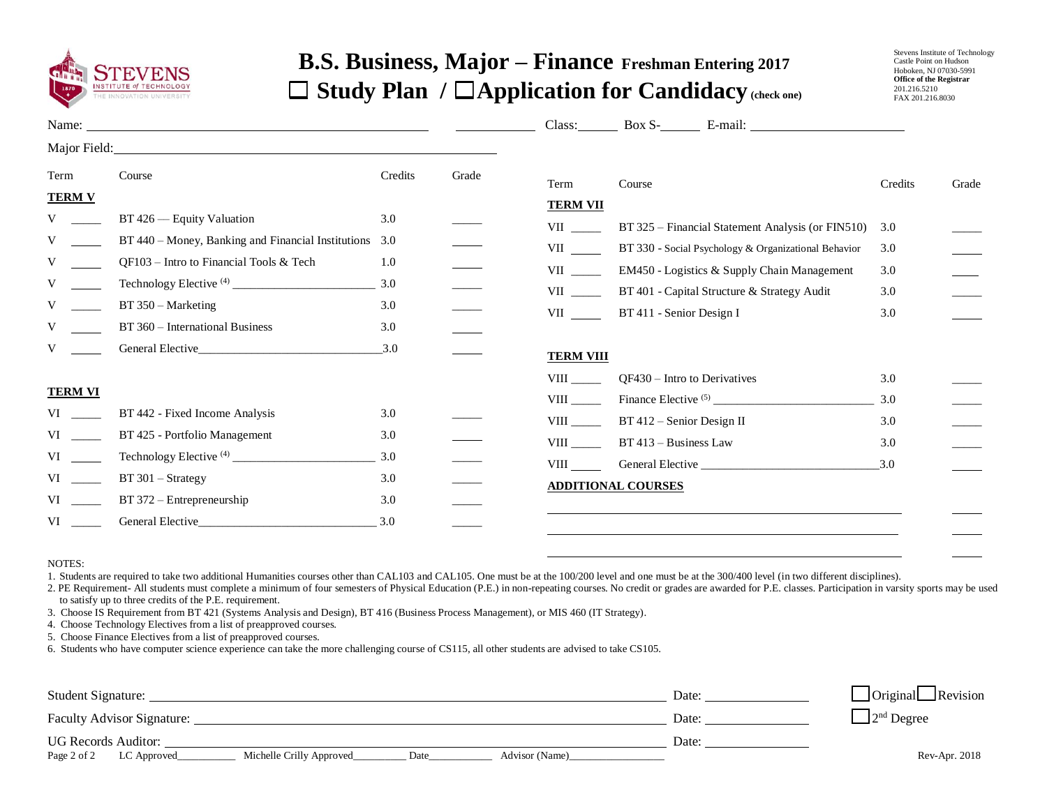# B.S. Business, Major – Finance Freshman Entering 2017

## ☐ Study Plan / ☐ Application for Candidacy (check one)

Stevens Institute of Technology
Castle Point on Hudson
Hoboken, NJ 07030-5991
**Office of the Registrar**
201.216.5210
FAX 201.216.8030

Name: ______________________________ __________ Class:______ Box S-______ E-mail: ____________________

Major Field: ______________________________

| Term | | Course | Credits | Grade |
|---|---|---|---|---|
| **TERM V** | | | | |
| V | _____ | BT 426 — Equity Valuation | 3.0 | _____ |
| V | _____ | BT 440 – Money, Banking and Financial Institutions | 3.0 | _____ |
| V | _____ | QF103 – Intro to Financial Tools & Tech | 1.0 | _____ |
| V | _____ | Technology Elective [4] ____________________ | 3.0 | _____ |
| V | _____ | BT 350 – Marketing | 3.0 | _____ |
| V | _____ | BT 360 – International Business | 3.0 | _____ |
| V | _____ | General Elective____________________ | 3.0 | _____ |
| **TERM VI** | | | | |
| VI | _____ | BT 442 - Fixed Income Analysis | 3.0 | _____ |
| VI | _____ | BT 425 - Portfolio Management | 3.0 | _____ |
| VI | _____ | Technology Elective [4] ____________________ | 3.0 | _____ |
| VI | _____ | BT 301 – Strategy | 3.0 | _____ |
| VI | _____ | BT 372 – Entrepreneurship | 3.0 | _____ |
| VI | _____ | General Elective____________________ | 3.0 | _____ |

| Term | | Course | Credits | Grade |
|---|---|---|---|---|
| **TERM VII** | | | | |
| VII | _____ | BT 325 – Financial Statement Analysis (or FIN510) | 3.0 | _____ |
| VII | _____ | BT 330 - Social Psychology & Organizational Behavior | 3.0 | _____ |
| VII | _____ | EM450 - Logistics & Supply Chain Management | 3.0 | _____ |
| VII | _____ | BT 401 - Capital Structure & Strategy Audit | 3.0 | _____ |
| VII | _____ | BT 411 - Senior Design I | 3.0 | _____ |
| **TERM VIII** | | | | |
| VIII | _____ | QF430 – Intro to Derivatives | 3.0 | _____ |
| VIII | _____ | Finance Elective [5] ____________________ | 3.0 | _____ |
| VIII | _____ | BT 412 – Senior Design II | 3.0 | _____ |
| VIII | _____ | BT 413 – Business Law | 3.0 | _____ |
| VIII | _____ | General Elective ____________________ | 3.0 | _____ |

**ADDITIONAL COURSES**

____________________________________________ _____

____________________________________________ _____

____________________________________________ _____

NOTES:

1. Students are required to take two additional Humanities courses other than CAL103 and CAL105. One must be at the 100/200 level and one must be at the 300/400 level (in two different disciplines).
2. PE Requirement- All students must complete a minimum of four semesters of Physical Education (P.E.) in non-repeating courses. No credit or grades are awarded for P.E. classes. Participation in varsity sports may be used to satisfy up to three credits of the P.E. requirement.
3. Choose IS Requirement from BT 421 (Systems Analysis and Design), BT 416 (Business Process Management), or MIS 460 (IT Strategy).
4. Choose Technology Electives from a list of preapproved courses.
5. Choose Finance Electives from a list of preapproved courses.
6. Students who have computer science experience can take the more challenging course of CS115, all other students are advised to take CS105.

Student Signature: ________________________________________ Date: ____________ ☐ Original ☐ Revision

Faculty Advisor Signature: ________________________________________ Date: ____________ ☐ 2nd Degree

UG Records Auditor: ________________________________________ Date: ____________

LC Approved__________ Michelle Crilly Approved_________ Date___________ Advisor (Name)________________

Rev-Apr. 2018